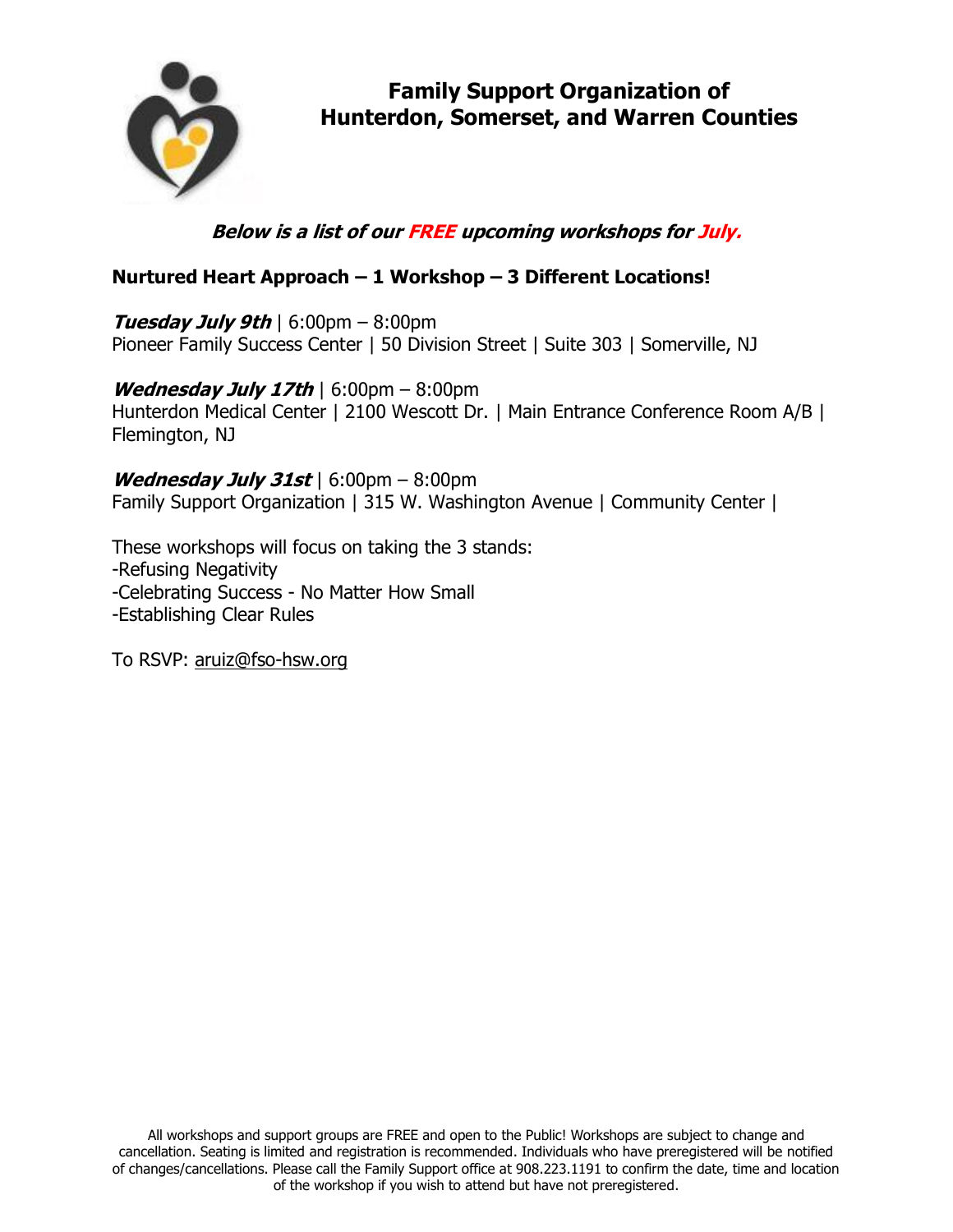# Family Support Organization of Hunterdon, Somerset, and Warren Counties

***Below is a list of our FREE upcoming workshops for July.***

**Nurtured Heart Approach – 1 Workshop – 3 Different Locations!**

***Tuesday July 9th*** | 6:00pm – 8:00pm
Pioneer Family Success Center | 50 Division Street | Suite 303 | Somerville, NJ

***Wednesday July 17th*** | 6:00pm – 8:00pm
Hunterdon Medical Center | 2100 Wescott Dr. | Main Entrance Conference Room A/B | Flemington, NJ

***Wednesday July 31st*** | 6:00pm – 8:00pm
Family Support Organization | 315 W. Washington Avenue | Community Center |

These workshops will focus on taking the 3 stands:
-Refusing Negativity
-Celebrating Success - No Matter How Small
-Establishing Clear Rules

To RSVP: aruiz@fso-hsw.org

All workshops and support groups are FREE and open to the Public! Workshops are subject to change and cancellation. Seating is limited and registration is recommended. Individuals who have preregistered will be notified of changes/cancellations. Please call the Family Support office at 908.223.1191 to confirm the date, time and location of the workshop if you wish to attend but have not preregistered.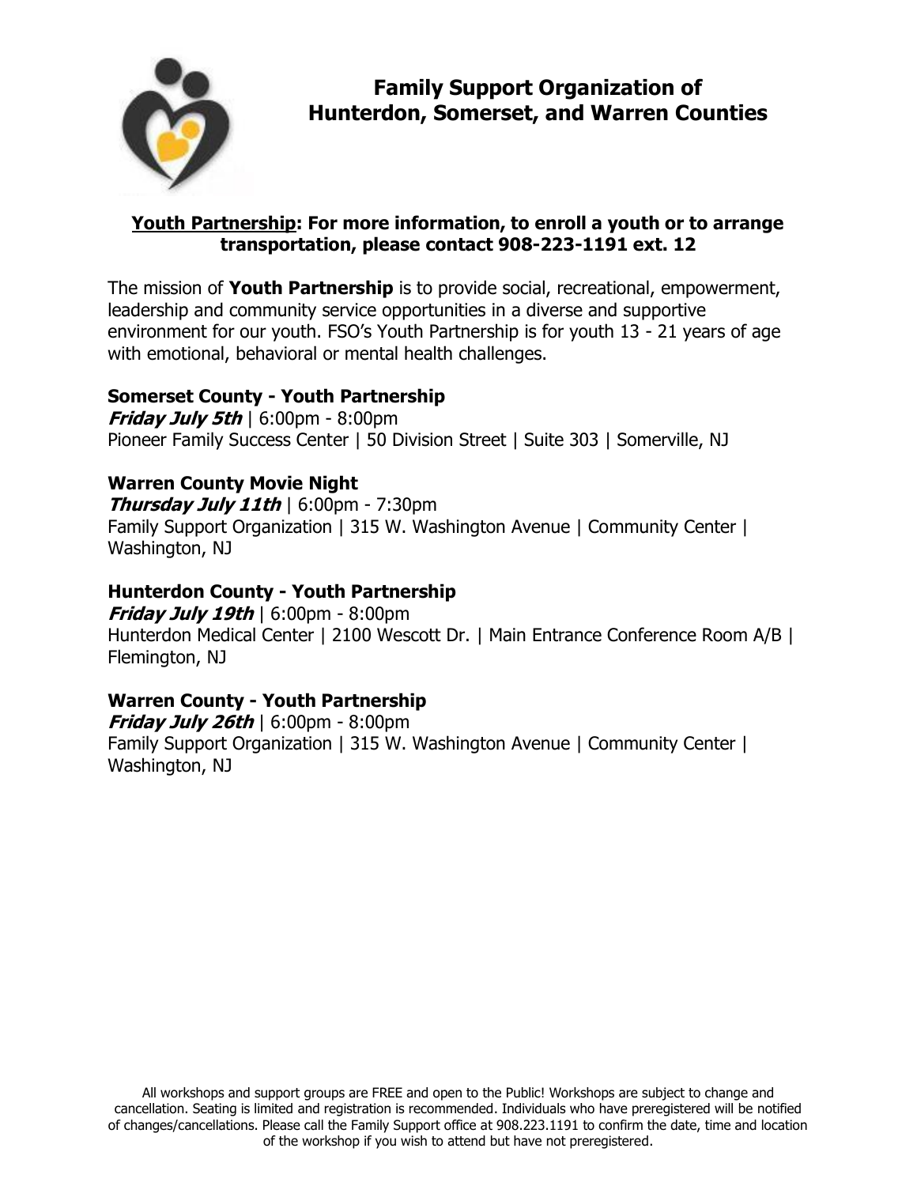# Family Support Organization of Hunterdon, Somerset, and Warren Counties

**<u>Youth Partnership</u>: For more information, to enroll a youth or to arrange transportation, please contact 908-223-1191 ext. 12**

The mission of **Youth Partnership** is to provide social, recreational, empowerment, leadership and community service opportunities in a diverse and supportive environment for our youth. FSO's Youth Partnership is for youth 13 - 21 years of age with emotional, behavioral or mental health challenges.

### Somerset County - Youth Partnership

***Friday July 5th*** | 6:00pm - 8:00pm
Pioneer Family Success Center | 50 Division Street | Suite 303 | Somerville, NJ

### Warren County Movie Night

***Thursday July 11th*** | 6:00pm - 7:30pm
Family Support Organization | 315 W. Washington Avenue | Community Center | Washington, NJ

### Hunterdon County - Youth Partnership

***Friday July 19th*** | 6:00pm - 8:00pm
Hunterdon Medical Center | 2100 Wescott Dr. | Main Entrance Conference Room A/B | Flemington, NJ

### Warren County - Youth Partnership

***Friday July 26th*** | 6:00pm - 8:00pm
Family Support Organization | 315 W. Washington Avenue | Community Center | Washington, NJ

All workshops and support groups are FREE and open to the Public! Workshops are subject to change and cancellation. Seating is limited and registration is recommended. Individuals who have preregistered will be notified of changes/cancellations. Please call the Family Support office at 908.223.1191 to confirm the date, time and location of the workshop if you wish to attend but have not preregistered.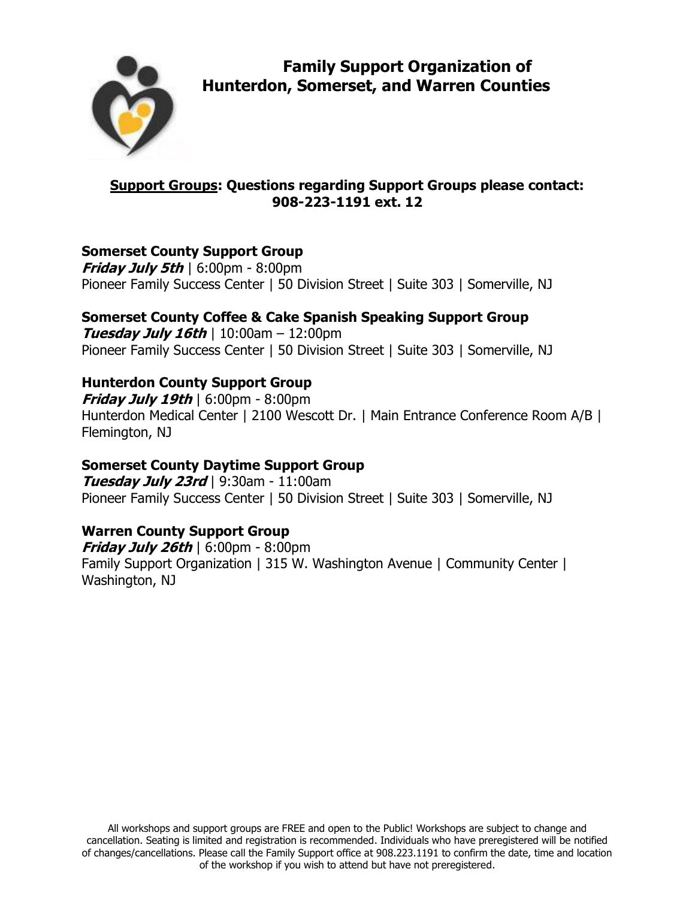# Family Support Organization of Hunterdon, Somerset, and Warren Counties

**<u>Support Groups</u>: Questions regarding Support Groups please contact: 908-223-1191 ext. 12**

**Somerset County Support Group**
***Friday July 5th*** | 6:00pm - 8:00pm
Pioneer Family Success Center | 50 Division Street | Suite 303 | Somerville, NJ

**Somerset County Coffee & Cake Spanish Speaking Support Group**
***Tuesday July 16th*** | 10:00am – 12:00pm
Pioneer Family Success Center | 50 Division Street | Suite 303 | Somerville, NJ

**Hunterdon County Support Group**
***Friday July 19th*** | 6:00pm - 8:00pm
Hunterdon Medical Center | 2100 Wescott Dr. | Main Entrance Conference Room A/B | Flemington, NJ

**Somerset County Daytime Support Group**
***Tuesday July 23rd*** | 9:30am - 11:00am
Pioneer Family Success Center | 50 Division Street | Suite 303 | Somerville, NJ

**Warren County Support Group**
***Friday July 26th*** | 6:00pm - 8:00pm
Family Support Organization | 315 W. Washington Avenue | Community Center | Washington, NJ

All workshops and support groups are FREE and open to the Public! Workshops are subject to change and cancellation. Seating is limited and registration is recommended. Individuals who have preregistered will be notified of changes/cancellations. Please call the Family Support office at 908.223.1191 to confirm the date, time and location of the workshop if you wish to attend but have not preregistered.